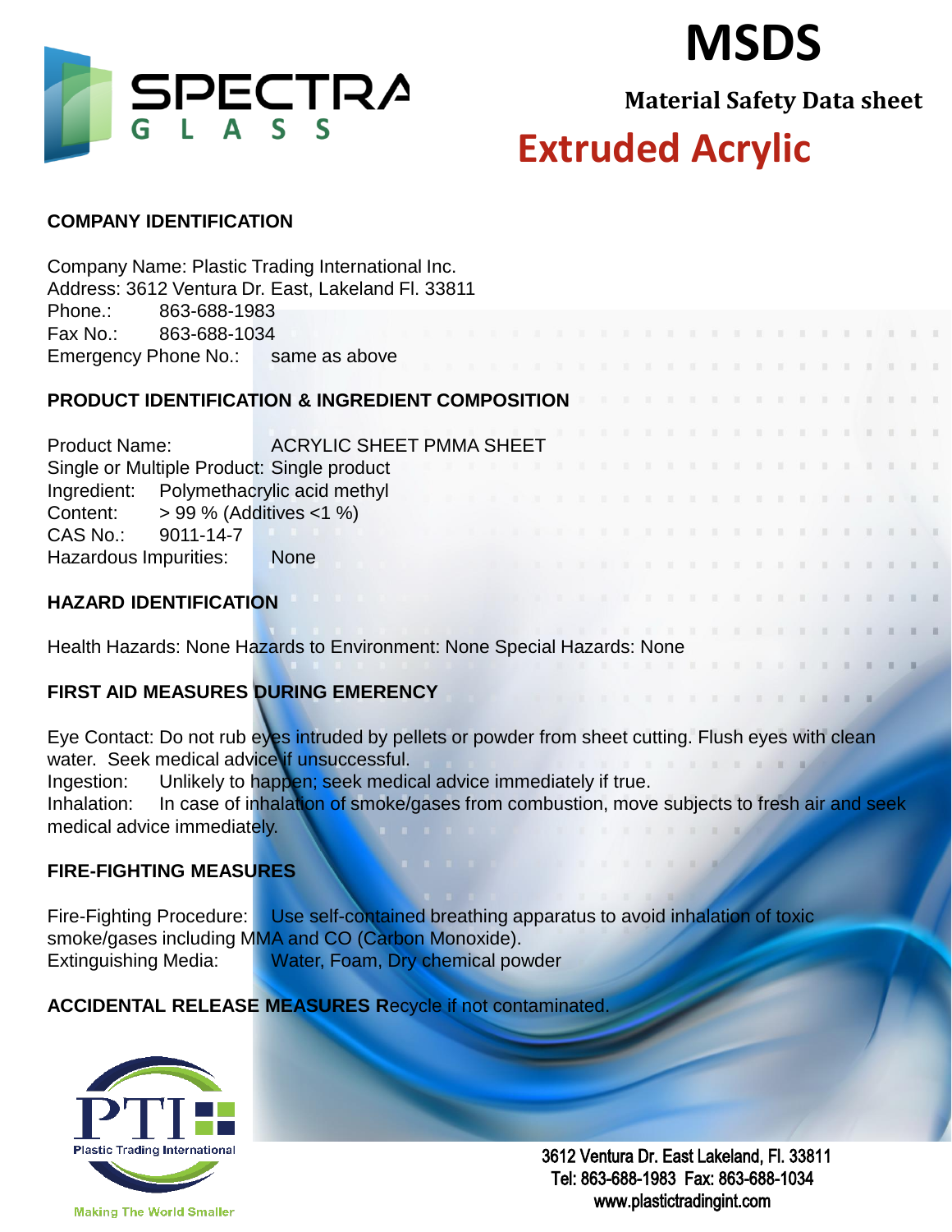# MSDS

**Material Safety Data sheet**

## Extruded Acrylic

### COMPANY IDENTIFICATION

Company Name: Plastic Trading International Inc.
Address: 3612 Ventura Dr. East, Lakeland Fl. 33811
Phone.: 863-688-1983
Fax No.: 863-688-1034
Emergency Phone No.: same as above

### PRODUCT IDENTIFICATION & INGREDIENT COMPOSITION

Product Name: ACRYLIC SHEET PMMA SHEET
Single or Multiple Product: Single product
Ingredient: Polymethacrylic acid methyl
Content: > 99 % (Additives <1 %)
CAS No.: 9011-14-7
Hazardous Impurities: None

### HAZARD IDENTIFICATION

Health Hazards: None Hazards to Environment: None Special Hazards: None

### FIRST AID MEASURES DURING EMERENCY

Eye Contact: Do not rub eyes intruded by pellets or powder from sheet cutting. Flush eyes with clean water. Seek medical advice if unsuccessful.
Ingestion: Unlikely to happen; seek medical advice immediately if true.
Inhalation: In case of inhalation of smoke/gases from combustion, move subjects to fresh air and seek medical advice immediately.

### FIRE-FIGHTING MEASURES

Fire-Fighting Procedure: Use self-contained breathing apparatus to avoid inhalation of toxic smoke/gases including MMA and CO (Carbon Monoxide).
Extinguishing Media: Water, Foam, Dry chemical powder

**ACCIDENTAL RELEASE MEASURES R**ecycle if not contaminated.

Plastic Trading International
Making The World Smaller

3612 Ventura Dr. East Lakeland, Fl. 33811
Tel: 863-688-1983 Fax: 863-688-1034
www.plastictradingint.com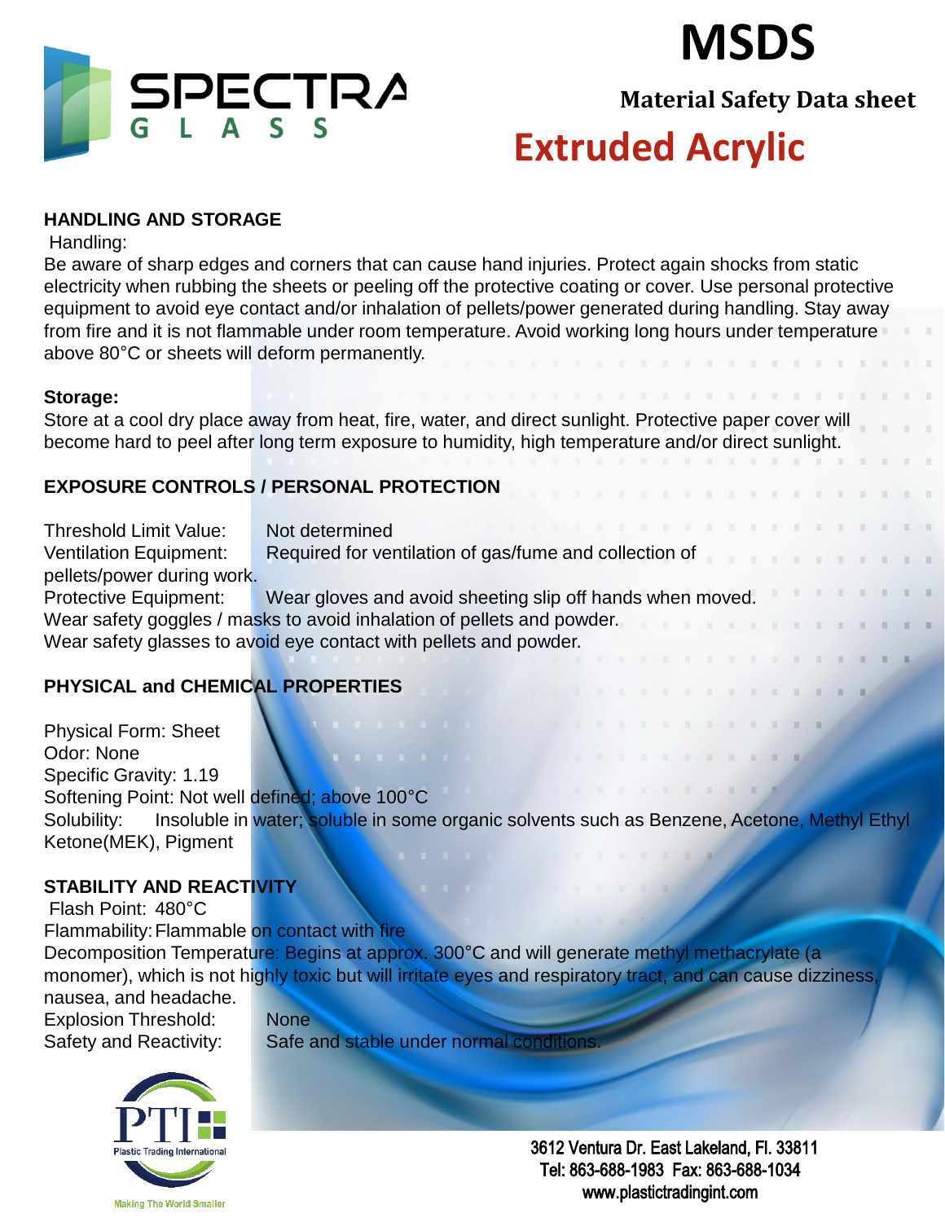# MSDS

**Material Safety Data sheet**

## Extruded Acrylic

### HANDLING AND STORAGE

Handling:

Be aware of sharp edges and corners that can cause hand injuries. Protect again shocks from static electricity when rubbing the sheets or peeling off the protective coating or cover. Use personal protective equipment to avoid eye contact and/or inhalation of pellets/power generated during handling. Stay away from fire and it is not flammable under room temperature. Avoid working long hours under temperature above 80°C or sheets will deform permanently.

**Storage:**

Store at a cool dry place away from heat, fire, water, and direct sunlight. Protective paper cover will become hard to peel after long term exposure to humidity, high temperature and/or direct sunlight.

### EXPOSURE CONTROLS / PERSONAL PROTECTION

Threshold Limit Value: Not determined

Ventilation Equipment: Required for ventilation of gas/fume and collection of pellets/power during work.

Protective Equipment: Wear gloves and avoid sheeting slip off hands when moved. Wear safety goggles / masks to avoid inhalation of pellets and powder. Wear safety glasses to avoid eye contact with pellets and powder.

### PHYSICAL and CHEMICAL PROPERTIES

Physical Form: Sheet

Odor: None

Specific Gravity: 1.19

Softening Point: Not well defined; above 100°C

Solubility: Insoluble in water; soluble in some organic solvents such as Benzene, Acetone, Methyl Ethyl Ketone(MEK), Pigment

### STABILITY AND REACTIVITY

Flash Point: 480°C

Flammability: Flammable on contact with fire

Decomposition Temperature: Begins at approx. 300°C and will generate methyl methacrylate (a monomer), which is not highly toxic but will irritate eyes and respiratory tract, and can cause dizziness, nausea, and headache.

Explosion Threshold: None

Safety and Reactivity: Safe and stable under normal conditions.

PTI Plastic Trading International
Making The World Smaller

3612 Ventura Dr. East Lakeland, Fl. 33811
Tel: 863-688-1983 Fax: 863-688-1034
www.plastictradingint.com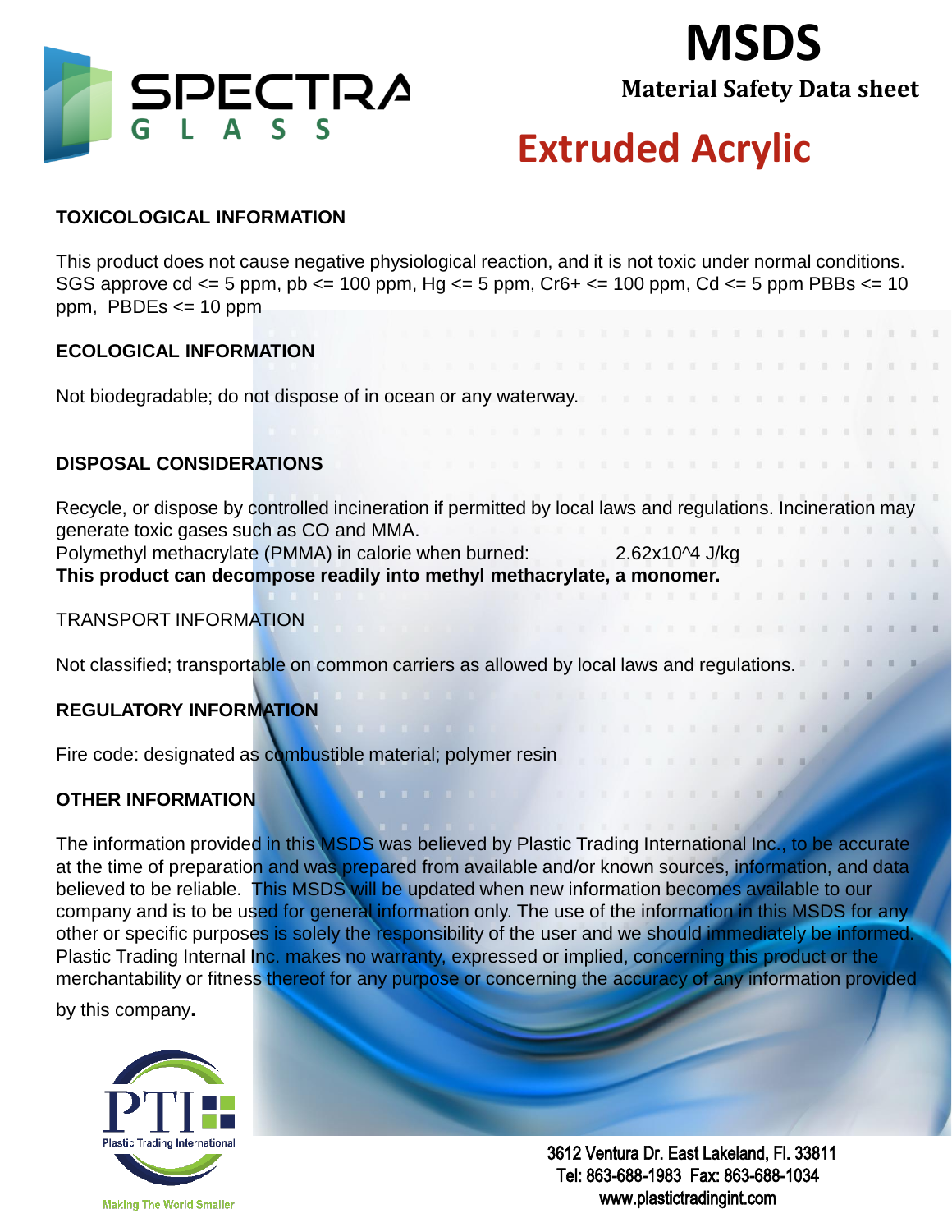# MSDS

**Material Safety Data sheet**

## Extruded Acrylic

### TOXICOLOGICAL INFORMATION

This product does not cause negative physiological reaction, and it is not toxic under normal conditions. SGS approve cd <= 5 ppm, pb <= 100 ppm, Hg <= 5 ppm, Cr6+ <= 100 ppm, Cd <= 5 ppm PBBs <= 10 ppm, PBDEs <= 10 ppm

### ECOLOGICAL INFORMATION

Not biodegradable; do not dispose of in ocean or any waterway.

### DISPOSAL CONSIDERATIONS

Recycle, or dispose by controlled incineration if permitted by local laws and regulations. Incineration may generate toxic gases such as CO and MMA.

Polymethyl methacrylate (PMMA) in calorie when burned: 2.62x10^4 J/kg

**This product can decompose readily into methyl methacrylate, a monomer.**

TRANSPORT INFORMATION

Not classified; transportable on common carriers as allowed by local laws and regulations.

### REGULATORY INFORMATION

Fire code: designated as combustible material; polymer resin

### OTHER INFORMATION

The information provided in this MSDS was believed by Plastic Trading International Inc., to be accurate at the time of preparation and was prepared from available and/or known sources, information, and data believed to be reliable. This MSDS will be updated when new information becomes available to our company and is to be used for general information only. The use of the information in this MSDS for any other or specific purposes is solely the responsibility of the user and we should immediately be informed. Plastic Trading Internal Inc. makes no warranty, expressed or implied, concerning this product or the merchantability or fitness thereof for any purpose or concerning the accuracy of any information provided by this company.

PTI Plastic Trading International

Making The World Smaller

3612 Ventura Dr. East Lakeland, Fl. 33811
Tel: 863-688-1983 Fax: 863-688-1034
www.plastictradingint.com